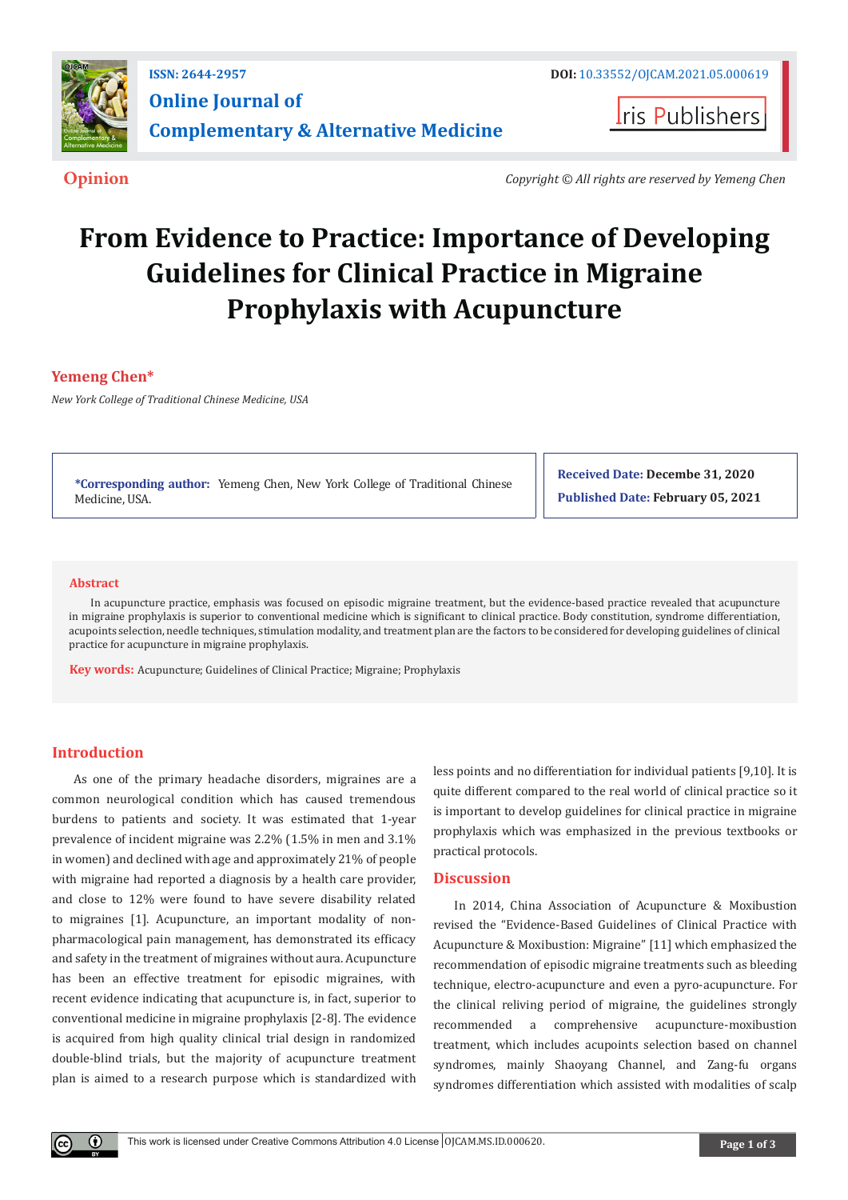ISSN: 2644-2957

DOI: 10.33552/OJCAM.2021.05.000619

**Online Journal of Complementary & Alternative Medicine**

Iris Publishers

**Opinion**

*Copyright © All rights are reserved by Yemeng Chen*

# From Evidence to Practice: Importance of Developing Guidelines for Clinical Practice in Migraine Prophylaxis with Acupuncture

**Yemeng Chen***

*New York College of Traditional Chinese Medicine, USA*

**\*Corresponding author:** Yemeng Chen, New York College of Traditional Chinese Medicine, USA.

**Received Date:** Decembe 31, 2020

**Published Date:** February 05, 2021

## Abstract

In acupuncture practice, emphasis was focused on episodic migraine treatment, but the evidence-based practice revealed that acupuncture in migraine prophylaxis is superior to conventional medicine which is significant to clinical practice. Body constitution, syndrome differentiation, acupoints selection, needle techniques, stimulation modality, and treatment plan are the factors to be considered for developing guidelines of clinical practice for acupuncture in migraine prophylaxis.

**Key words:** Acupuncture; Guidelines of Clinical Practice; Migraine; Prophylaxis

## Introduction

As one of the primary headache disorders, migraines are a common neurological condition which has caused tremendous burdens to patients and society. It was estimated that 1-year prevalence of incident migraine was 2.2% (1.5% in men and 3.1% in women) and declined with age and approximately 21% of people with migraine had reported a diagnosis by a health care provider, and close to 12% were found to have severe disability related to migraines [1]. Acupuncture, an important modality of non-pharmacological pain management, has demonstrated its efficacy and safety in the treatment of migraines without aura. Acupuncture has been an effective treatment for episodic migraines, with recent evidence indicating that acupuncture is, in fact, superior to conventional medicine in migraine prophylaxis [2-8]. The evidence is acquired from high quality clinical trial design in randomized double-blind trials, but the majority of acupuncture treatment plan is aimed to a research purpose which is standardized with less points and no differentiation for individual patients [9,10]. It is quite different compared to the real world of clinical practice so it is important to develop guidelines for clinical practice in migraine prophylaxis which was emphasized in the previous textbooks or practical protocols.

## Discussion

In 2014, China Association of Acupuncture & Moxibustion revised the "Evidence-Based Guidelines of Clinical Practice with Acupuncture & Moxibustion: Migraine" [11] which emphasized the recommendation of episodic migraine treatments such as bleeding technique, electro-acupuncture and even a pyro-acupuncture. For the clinical reliving period of migraine, the guidelines strongly recommended a comprehensive acupuncture-moxibustion treatment, which includes acupoints selection based on channel syndromes, mainly Shaoyang Channel, and Zang-fu organs syndromes differentiation which assisted with modalities of scalp

This work is licensed under Creative Commons Attribution 4.0 License OJCAM.MS.ID.000620.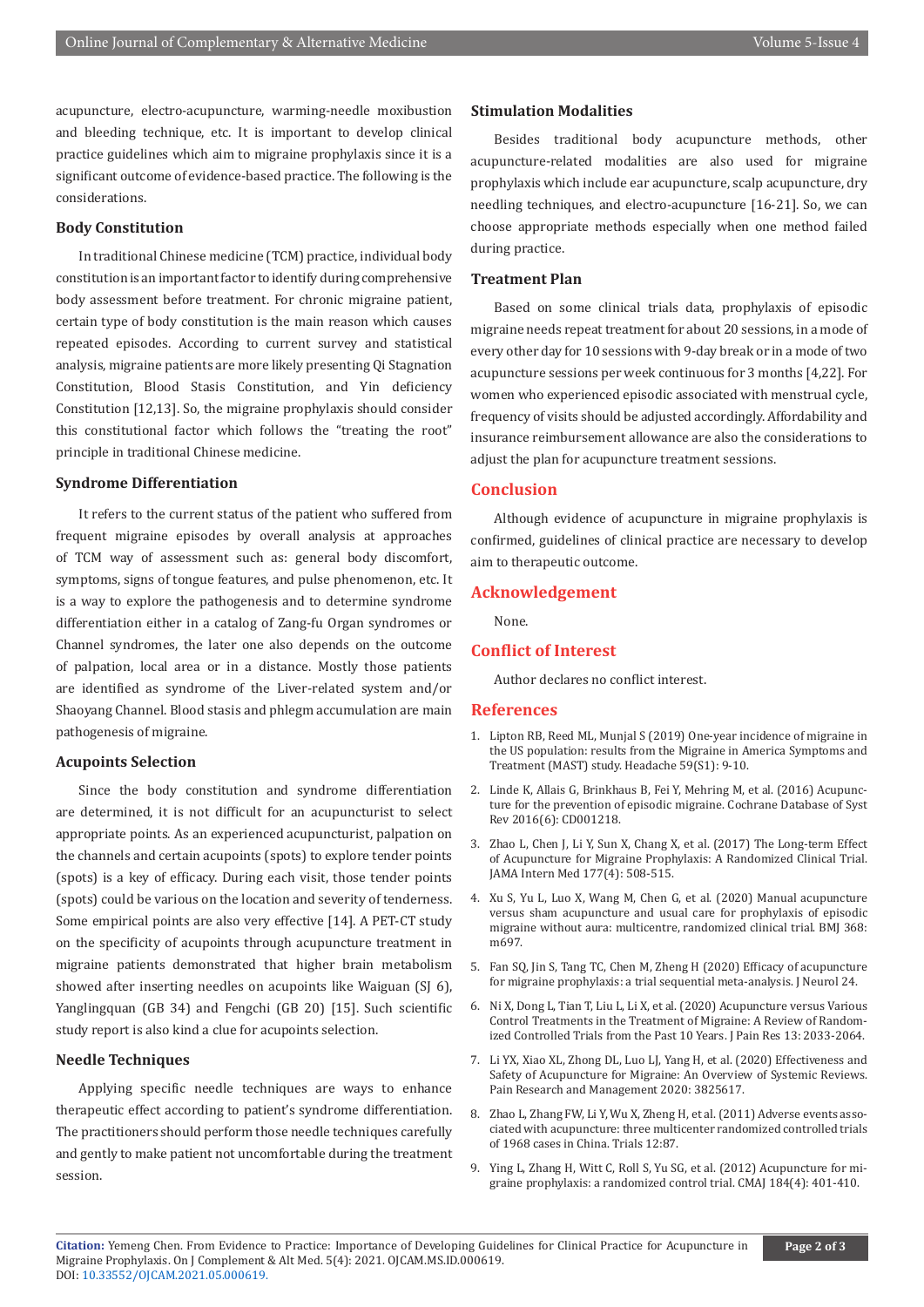acupuncture, electro-acupuncture, warming-needle moxibustion and bleeding technique, etc. It is important to develop clinical practice guidelines which aim to migraine prophylaxis since it is a significant outcome of evidence-based practice. The following is the considerations.

### Body Constitution

In traditional Chinese medicine (TCM) practice, individual body constitution is an important factor to identify during comprehensive body assessment before treatment. For chronic migraine patient, certain type of body constitution is the main reason which causes repeated episodes. According to current survey and statistical analysis, migraine patients are more likely presenting Qi Stagnation Constitution, Blood Stasis Constitution, and Yin deficiency Constitution [12,13]. So, the migraine prophylaxis should consider this constitutional factor which follows the "treating the root" principle in traditional Chinese medicine.

### Syndrome Differentiation

It refers to the current status of the patient who suffered from frequent migraine episodes by overall analysis at approaches of TCM way of assessment such as: general body discomfort, symptoms, signs of tongue features, and pulse phenomenon, etc. It is a way to explore the pathogenesis and to determine syndrome differentiation either in a catalog of Zang-fu Organ syndromes or Channel syndromes, the later one also depends on the outcome of palpation, local area or in a distance. Mostly those patients are identified as syndrome of the Liver-related system and/or Shaoyang Channel. Blood stasis and phlegm accumulation are main pathogenesis of migraine.

### Acupoints Selection

Since the body constitution and syndrome differentiation are determined, it is not difficult for an acupuncturist to select appropriate points. As an experienced acupuncturist, palpation on the channels and certain acupoints (spots) to explore tender points (spots) is a key of efficacy. During each visit, those tender points (spots) could be various on the location and severity of tenderness. Some empirical points are also very effective [14]. A PET-CT study on the specificity of acupoints through acupuncture treatment in migraine patients demonstrated that higher brain metabolism showed after inserting needles on acupoints like Waiguan (SJ 6), Yanglingquan (GB 34) and Fengchi (GB 20) [15]. Such scientific study report is also kind a clue for acupoints selection.

### Needle Techniques

Applying specific needle techniques are ways to enhance therapeutic effect according to patient's syndrome differentiation. The practitioners should perform those needle techniques carefully and gently to make patient not uncomfortable during the treatment session.

### Stimulation Modalities

Besides traditional body acupuncture methods, other acupuncture-related modalities are also used for migraine prophylaxis which include ear acupuncture, scalp acupuncture, dry needling techniques, and electro-acupuncture [16-21]. So, we can choose appropriate methods especially when one method failed during practice.

### Treatment Plan

Based on some clinical trials data, prophylaxis of episodic migraine needs repeat treatment for about 20 sessions, in a mode of every other day for 10 sessions with 9-day break or in a mode of two acupuncture sessions per week continuous for 3 months [4,22]. For women who experienced episodic associated with menstrual cycle, frequency of visits should be adjusted accordingly. Affordability and insurance reimbursement allowance are also the considerations to adjust the plan for acupuncture treatment sessions.

## Conclusion

Although evidence of acupuncture in migraine prophylaxis is confirmed, guidelines of clinical practice are necessary to develop aim to therapeutic outcome.

## Acknowledgement

None.

## Conflict of Interest

Author declares no conflict interest.

## References

1. Lipton RB, Reed ML, Munjal S (2019) One-year incidence of migraine in the US population: results from the Migraine in America Symptoms and Treatment (MAST) study. Headache 59(S1): 9-10.
2. Linde K, Allais G, Brinkhaus B, Fei Y, Mehring M, et al. (2016) Acupuncture for the prevention of episodic migraine. Cochrane Database of Syst Rev 2016(6): CD001218.
3. Zhao L, Chen J, Li Y, Sun X, Chang X, et al. (2017) The Long-term Effect of Acupuncture for Migraine Prophylaxis: A Randomized Clinical Trial. JAMA Intern Med 177(4): 508-515.
4. Xu S, Yu L, Luo X, Wang M, Chen G, et al. (2020) Manual acupuncture versus sham acupuncture and usual care for prophylaxis of episodic migraine without aura: multicentre, randomized clinical trial. BMJ 368: m697.
5. Fan SQ, Jin S, Tang TC, Chen M, Zheng H (2020) Efficacy of acupuncture for migraine prophylaxis: a trial sequential meta-analysis. J Neurol 24.
6. Ni X, Dong L, Tian T, Liu L, Li X, et al. (2020) Acupuncture versus Various Control Treatments in the Treatment of Migraine: A Review of Randomized Controlled Trials from the Past 10 Years. J Pain Res 13: 2033-2064.
7. Li YX, Xiao XL, Zhong DL, Luo LJ, Yang H, et al. (2020) Effectiveness and Safety of Acupuncture for Migraine: An Overview of Systemic Reviews. Pain Research and Management 2020: 3825617.
8. Zhao L, Zhang FW, Li Y, Wu X, Zheng H, et al. (2011) Adverse events associated with acupuncture: three multicenter randomized controlled trials of 1968 cases in China. Trials 12:87.
9. Ying L, Zhang H, Witt C, Roll S, Yu SG, et al. (2012) Acupuncture for migraine prophylaxis: a randomized control trial. CMAJ 184(4): 401-410.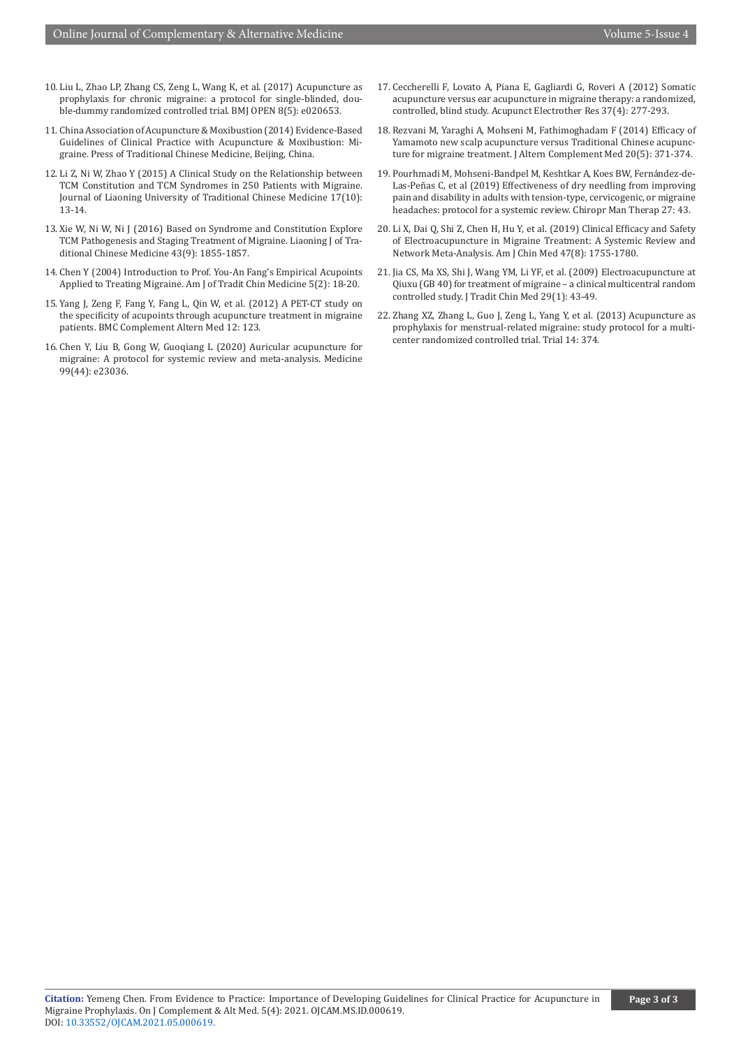10. Liu L, Zhao LP, Zhang CS, Zeng L, Wang K, et al. (2017) Acupuncture as prophylaxis for chronic migraine: a protocol for single-blinded, double-dummy randomized controlled trial. BMJ OPEN 8(5): e020653.

11. China Association of Acupuncture & Moxibustion (2014) Evidence-Based Guidelines of Clinical Practice with Acupuncture & Moxibustion: Migraine. Press of Traditional Chinese Medicine, Beijing, China.

12. Li Z, Ni W, Zhao Y (2015) A Clinical Study on the Relationship between TCM Constitution and TCM Syndromes in 250 Patients with Migraine. Journal of Liaoning University of Traditional Chinese Medicine 17(10): 13-14.

13. Xie W, Ni W, Ni J (2016) Based on Syndrome and Constitution Explore TCM Pathogenesis and Staging Treatment of Migraine. Liaoning J of Traditional Chinese Medicine 43(9): 1855-1857.

14. Chen Y (2004) Introduction to Prof. You-An Fang's Empirical Acupoints Applied to Treating Migraine. Am J of Tradit Chin Medicine 5(2): 18-20.

15. Yang J, Zeng F, Fang Y, Fang L, Qin W, et al. (2012) A PET-CT study on the specificity of acupoints through acupuncture treatment in migraine patients. BMC Complement Altern Med 12: 123.

16. Chen Y, Liu B, Gong W, Guoqiang L (2020) Auricular acupuncture for migraine: A protocol for systemic review and meta-analysis. Medicine 99(44): e23036.

17. Ceccherelli F, Lovato A, Piana E, Gagliardi G, Roveri A (2012) Somatic acupuncture versus ear acupuncture in migraine therapy: a randomized, controlled, blind study. Acupunct Electrother Res 37(4): 277-293.

18. Rezvani M, Yaraghi A, Mohseni M, Fathimoghadam F (2014) Efficacy of Yamamoto new scalp acupuncture versus Traditional Chinese acupuncture for migraine treatment. J Altern Complement Med 20(5): 371-374.

19. Pourhmadi M, Mohseni-Bandpel M, Keshtkar A, Koes BW, Fernández-de-Las-Peñas C, et al (2019) Effectiveness of dry needling from improving pain and disability in adults with tension-type, cervicogenic, or migraine headaches: protocol for a systemic review. Chiropr Man Therap 27: 43.

20. Li X, Dai Q, Shi Z, Chen H, Hu Y, et al. (2019) Clinical Efficacy and Safety of Electroacupuncture in Migraine Treatment: A Systemic Review and Network Meta-Analysis. Am J Chin Med 47(8): 1755-1780.

21. Jia CS, Ma XS, Shi J, Wang YM, Li YF, et al. (2009) Electroacupuncture at Qiuxu (GB 40) for treatment of migraine – a clinical multicentral random controlled study. J Tradit Chin Med 29(1): 43-49.

22. Zhang XZ, Zhang L, Guo J, Zeng L, Yang Y, et al. (2013) Acupuncture as prophylaxis for menstrual-related migraine: study protocol for a multicenter randomized controlled trial. Trial 14: 374.

**Citation:** Yemeng Chen. From Evidence to Practice: Importance of Developing Guidelines for Clinical Practice for Acupuncture in Migraine Prophylaxis. On J Complement & Alt Med. 5(4): 2021. OJCAM.MS.ID.000619. DOI: 10.33552/OJCAM.2021.05.000619.